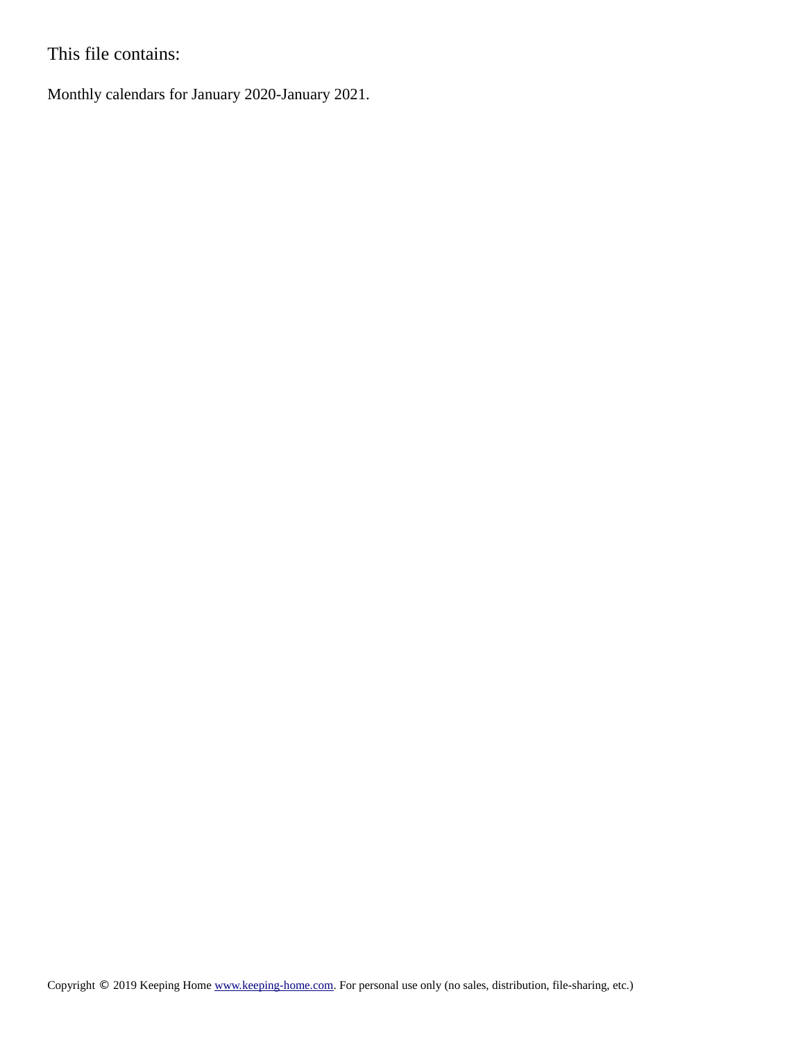This file contains:

Monthly calendars for January 2020-January 2021.

Copyright © 2019 Keeping Home www.keeping-home.com. For personal use only (no sales, distribution, file-sharing, etc.)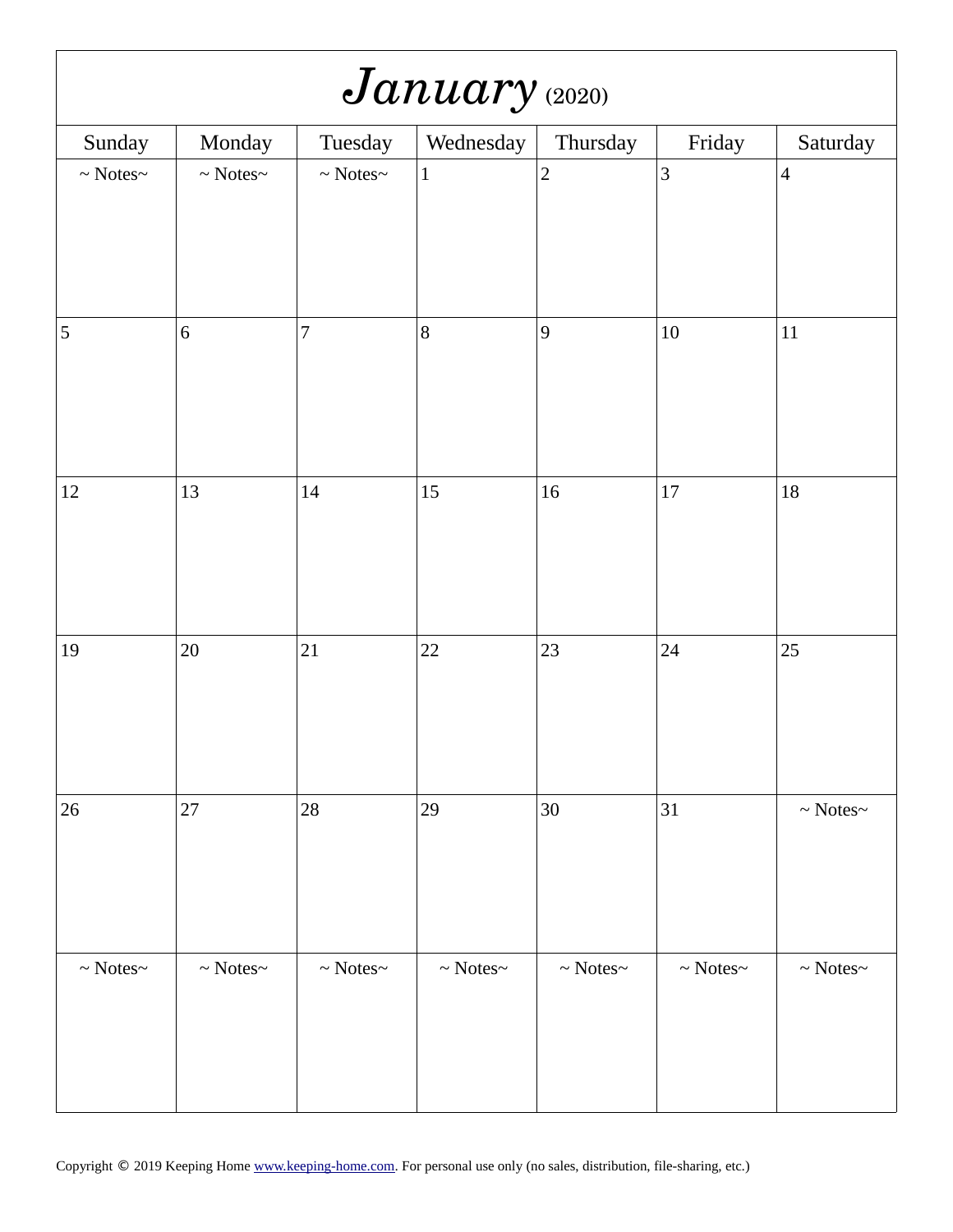# *January* (2020)

| Sunday | Monday | Tuesday | Wednesday | Thursday | Friday | Saturday |
|---|---|---|---|---|---|---|
| ~ Notes~ | ~ Notes~ | ~ Notes~ | 1 | 2 | 3 | 4 |
| 5 | 6 | 7 | 8 | 9 | 10 | 11 |
| 12 | 13 | 14 | 15 | 16 | 17 | 18 |
| 19 | 20 | 21 | 22 | 23 | 24 | 25 |
| 26 | 27 | 28 | 29 | 30 | 31 | ~ Notes~ |
| ~ Notes~ | ~ Notes~ | ~ Notes~ | ~ Notes~ | ~ Notes~ | ~ Notes~ | ~ Notes~ |

Copyright © 2019 Keeping Home www.keeping-home.com. For personal use only (no sales, distribution, file-sharing, etc.)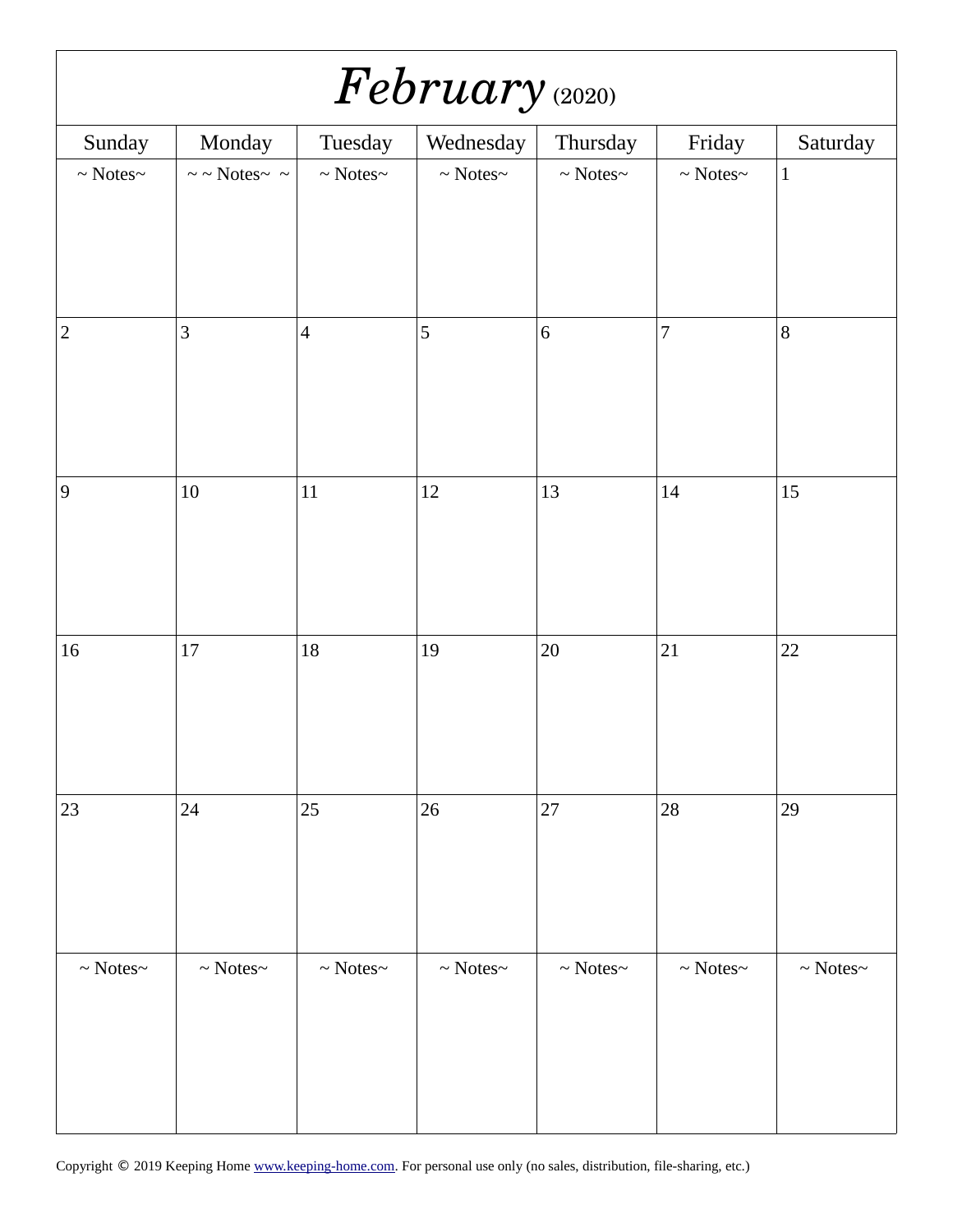# *February* (2020)

| Sunday | Monday | Tuesday | Wednesday | Thursday | Friday | Saturday |
| --- | --- | --- | --- | --- | --- | --- |
| ~ Notes~ | ~ ~ Notes~ ~ | ~ Notes~ | ~ Notes~ | ~ Notes~ | ~ Notes~ | 1 |
| 2 | 3 | 4 | 5 | 6 | 7 | 8 |
| 9 | 10 | 11 | 12 | 13 | 14 | 15 |
| 16 | 17 | 18 | 19 | 20 | 21 | 22 |
| 23 | 24 | 25 | 26 | 27 | 28 | 29 |
| ~ Notes~ | ~ Notes~ | ~ Notes~ | ~ Notes~ | ~ Notes~ | ~ Notes~ | ~ Notes~ |

Copyright © 2019 Keeping Home [www.keeping-home.com](http://www.keeping-home.com). For personal use only (no sales, distribution, file-sharing, etc.)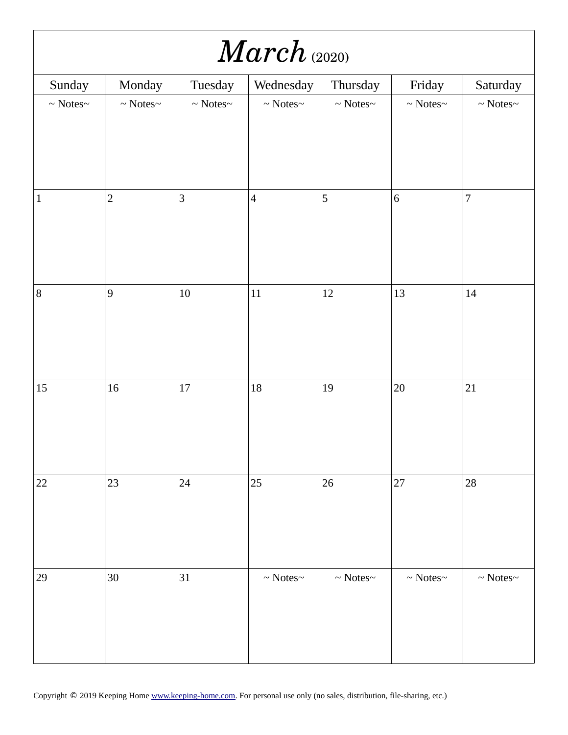# *March* (2020)

| Sunday | Monday | Tuesday | Wednesday | Thursday | Friday | Saturday |
|---|---|---|---|---|---|---|
| ~ Notes~ | ~ Notes~ | ~ Notes~ | ~ Notes~ | ~ Notes~ | ~ Notes~ | ~ Notes~ |
| 1 | 2 | 3 | 4 | 5 | 6 | 7 |
| 8 | 9 | 10 | 11 | 12 | 13 | 14 |
| 15 | 16 | 17 | 18 | 19 | 20 | 21 |
| 22 | 23 | 24 | 25 | 26 | 27 | 28 |
| 29 | 30 | 31 | ~ Notes~ | ~ Notes~ | ~ Notes~ | ~ Notes~ |

Copyright © 2019 Keeping Home www.keeping-home.com. For personal use only (no sales, distribution, file-sharing, etc.)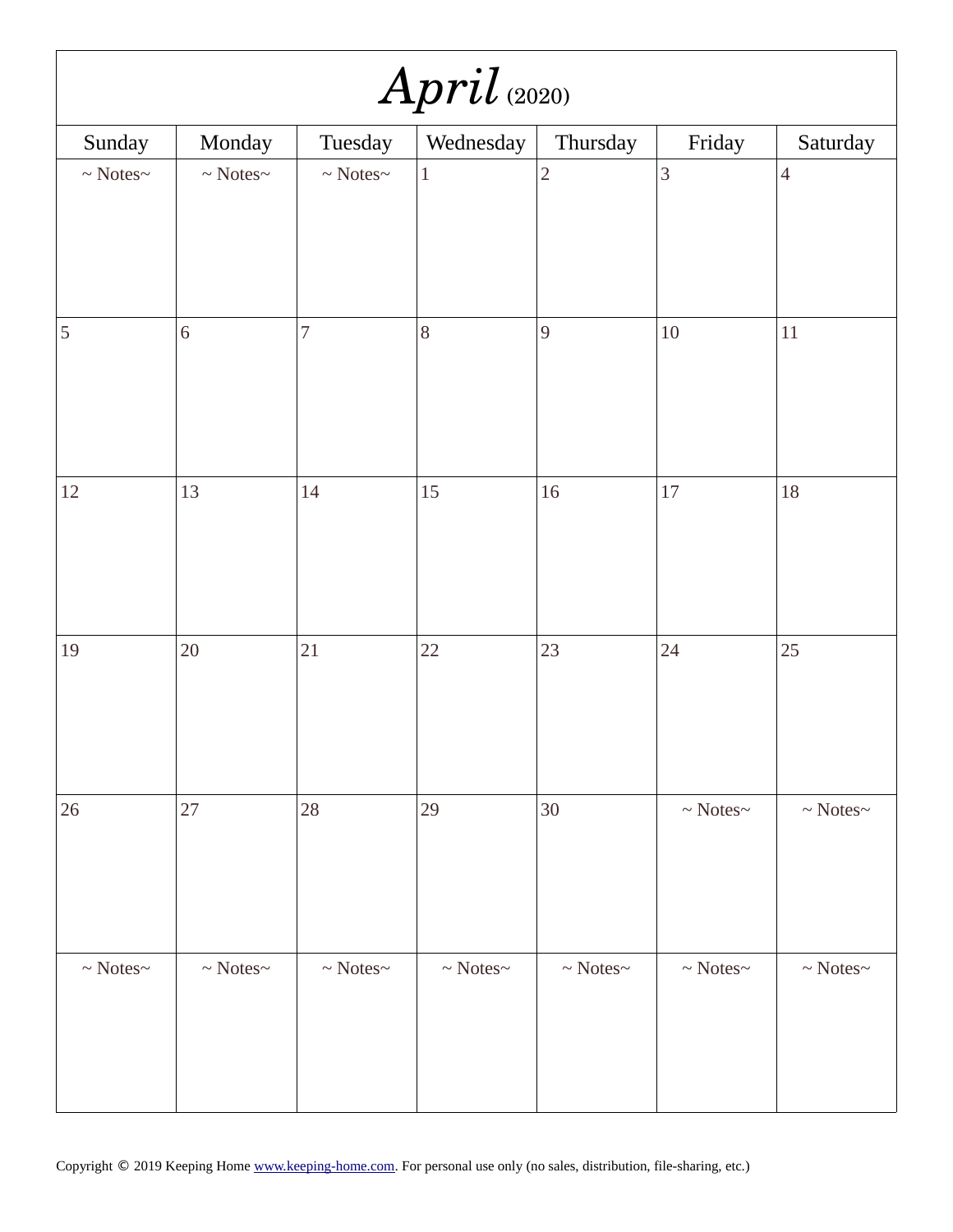# *April* (2020)

| Sunday | Monday | Tuesday | Wednesday | Thursday | Friday | Saturday |
|---|---|---|---|---|---|---|
| ~ Notes~ | ~ Notes~ | ~ Notes~ | 1 | 2 | 3 | 4 |
| 5 | 6 | 7 | 8 | 9 | 10 | 11 |
| 12 | 13 | 14 | 15 | 16 | 17 | 18 |
| 19 | 20 | 21 | 22 | 23 | 24 | 25 |
| 26 | 27 | 28 | 29 | 30 | ~ Notes~ | ~ Notes~ |
| ~ Notes~ | ~ Notes~ | ~ Notes~ | ~ Notes~ | ~ Notes~ | ~ Notes~ | ~ Notes~ |

Copyright © 2019 Keeping Home [www.keeping-home.com](http://www.keeping-home.com). For personal use only (no sales, distribution, file-sharing, etc.)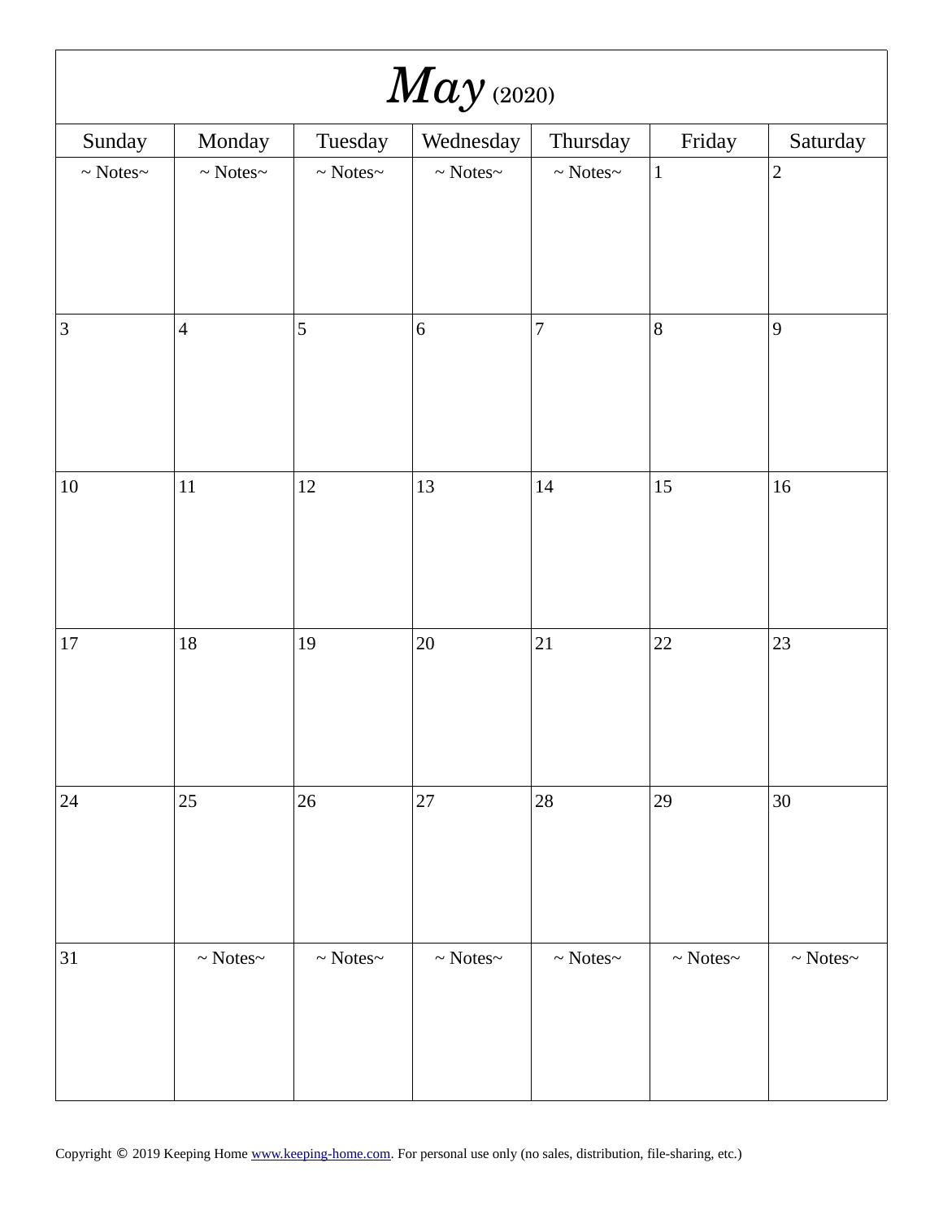# *May* (2020)

| Sunday | Monday | Tuesday | Wednesday | Thursday | Friday | Saturday |
|---|---|---|---|---|---|---|
| ~ Notes~ | ~ Notes~ | ~ Notes~ | ~ Notes~ | ~ Notes~ | 1 | 2 |
| 3 | 4 | 5 | 6 | 7 | 8 | 9 |
| 10 | 11 | 12 | 13 | 14 | 15 | 16 |
| 17 | 18 | 19 | 20 | 21 | 22 | 23 |
| 24 | 25 | 26 | 27 | 28 | 29 | 30 |
| 31 | ~ Notes~ | ~ Notes~ | ~ Notes~ | ~ Notes~ | ~ Notes~ | ~ Notes~ |

Copyright © 2019 Keeping Home www.keeping-home.com. For personal use only (no sales, distribution, file-sharing, etc.)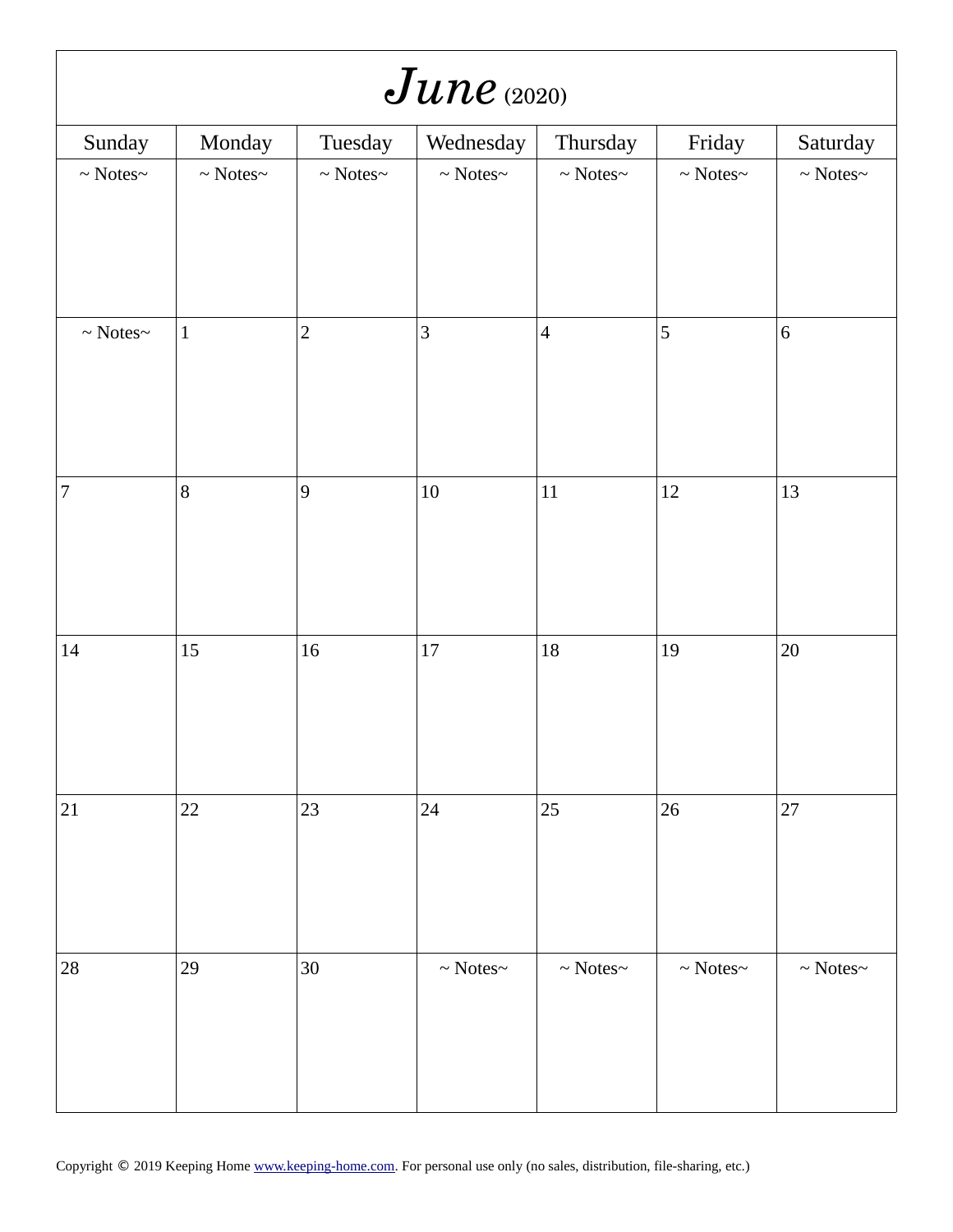# *June* (2020)

| Sunday | Monday | Tuesday | Wednesday | Thursday | Friday | Saturday |
|---|---|---|---|---|---|---|
| ~ Notes~ | ~ Notes~ | ~ Notes~ | ~ Notes~ | ~ Notes~ | ~ Notes~ | ~ Notes~ |
| ~ Notes~ | 1 | 2 | 3 | 4 | 5 | 6 |
| 7 | 8 | 9 | 10 | 11 | 12 | 13 |
| 14 | 15 | 16 | 17 | 18 | 19 | 20 |
| 21 | 22 | 23 | 24 | 25 | 26 | 27 |
| 28 | 29 | 30 | ~ Notes~ | ~ Notes~ | ~ Notes~ | ~ Notes~ |

Copyright © 2019 Keeping Home www.keeping-home.com. For personal use only (no sales, distribution, file-sharing, etc.)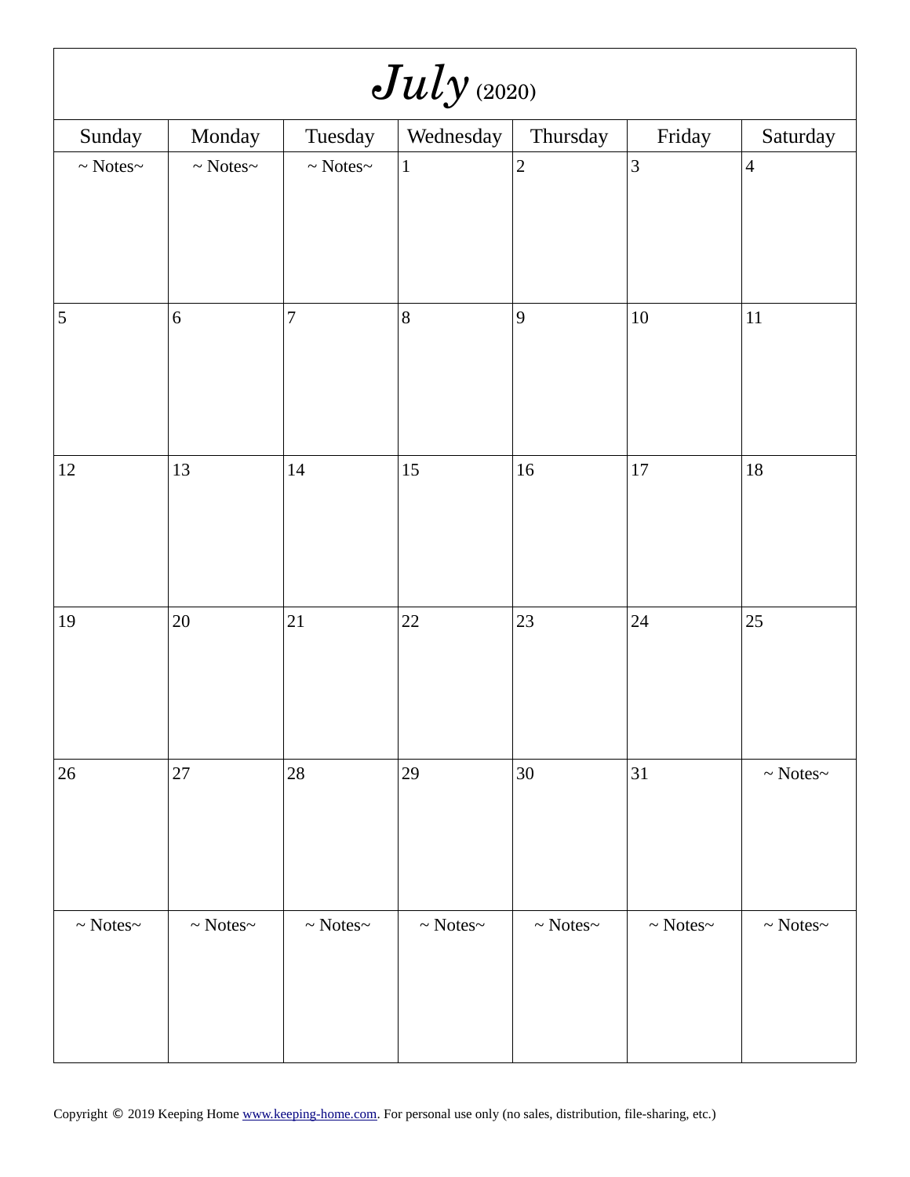# *July* (2020)

| Sunday | Monday | Tuesday | Wednesday | Thursday | Friday | Saturday |
|---|---|---|---|---|---|---|
| ~ Notes~ | ~ Notes~ | ~ Notes~ | 1 | 2 | 3 | 4 |
| 5 | 6 | 7 | 8 | 9 | 10 | 11 |
| 12 | 13 | 14 | 15 | 16 | 17 | 18 |
| 19 | 20 | 21 | 22 | 23 | 24 | 25 |
| 26 | 27 | 28 | 29 | 30 | 31 | ~ Notes~ |
| ~ Notes~ | ~ Notes~ | ~ Notes~ | ~ Notes~ | ~ Notes~ | ~ Notes~ | ~ Notes~ |

Copyright © 2019 Keeping Home www.keeping-home.com. For personal use only (no sales, distribution, file-sharing, etc.)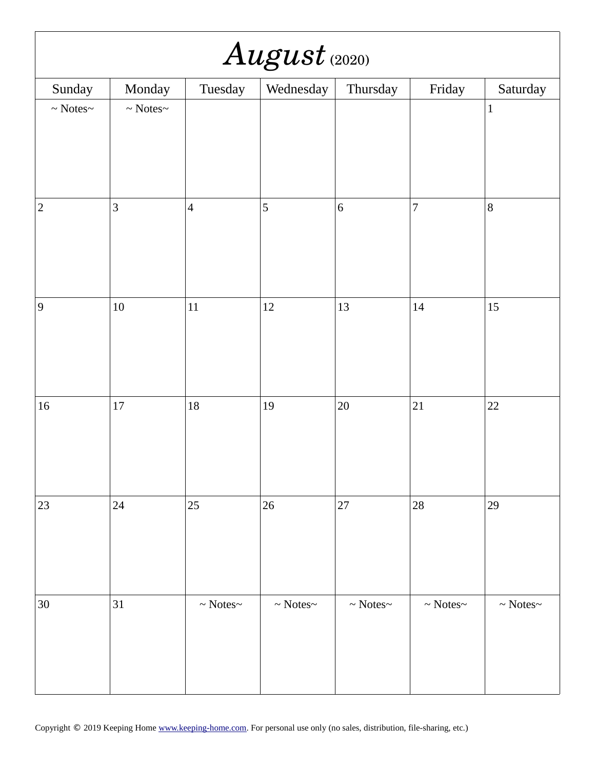# *August* (2020)

| Sunday | Monday | Tuesday | Wednesday | Thursday | Friday | Saturday |
|---|---|---|---|---|---|---|
| ~ Notes~ | ~ Notes~ | | | | | 1 |
| 2 | 3 | 4 | 5 | 6 | 7 | 8 |
| 9 | 10 | 11 | 12 | 13 | 14 | 15 |
| 16 | 17 | 18 | 19 | 20 | 21 | 22 |
| 23 | 24 | 25 | 26 | 27 | 28 | 29 |
| 30 | 31 | ~ Notes~ | ~ Notes~ | ~ Notes~ | ~ Notes~ | ~ Notes~ |

Copyright © 2019 Keeping Home www.keeping-home.com. For personal use only (no sales, distribution, file-sharing, etc.)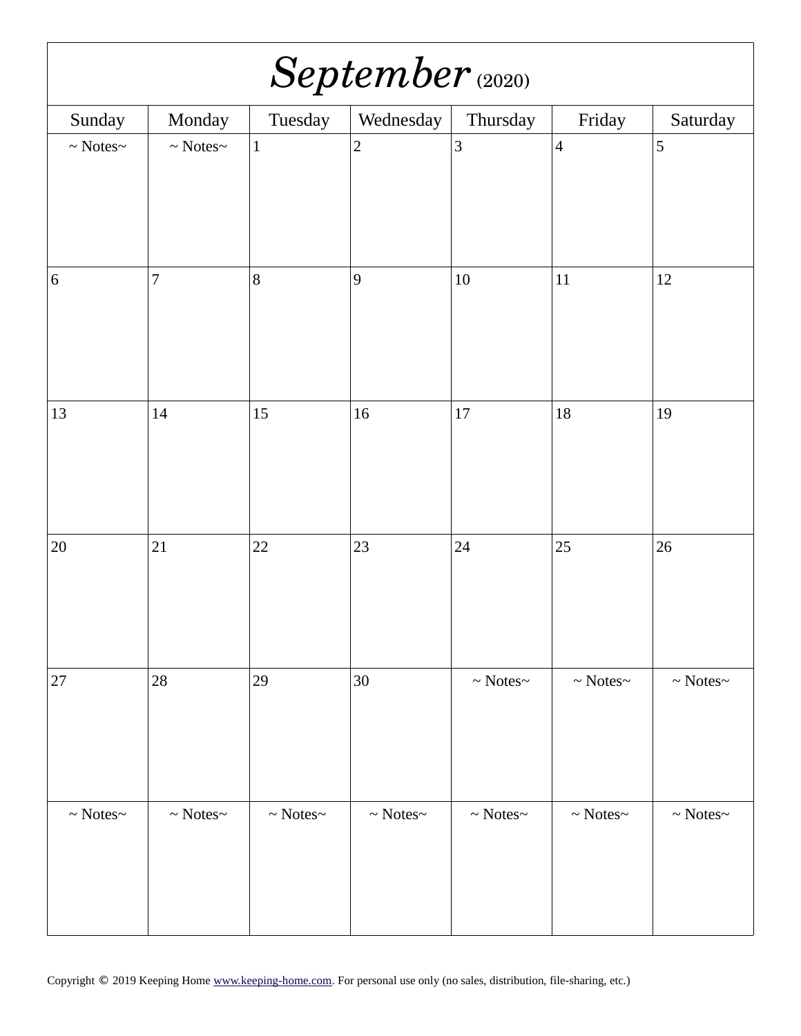# *September* (2020)

| Sunday | Monday | Tuesday | Wednesday | Thursday | Friday | Saturday |
|---|---|---|---|---|---|---|
| ~ Notes~ | ~ Notes~ | 1 | 2 | 3 | 4 | 5 |
| 6 | 7 | 8 | 9 | 10 | 11 | 12 |
| 13 | 14 | 15 | 16 | 17 | 18 | 19 |
| 20 | 21 | 22 | 23 | 24 | 25 | 26 |
| 27 | 28 | 29 | 30 | ~ Notes~ | ~ Notes~ | ~ Notes~ |
| ~ Notes~ | ~ Notes~ | ~ Notes~ | ~ Notes~ | ~ Notes~ | ~ Notes~ | ~ Notes~ |

Copyright © 2019 Keeping Home www.keeping-home.com. For personal use only (no sales, distribution, file-sharing, etc.)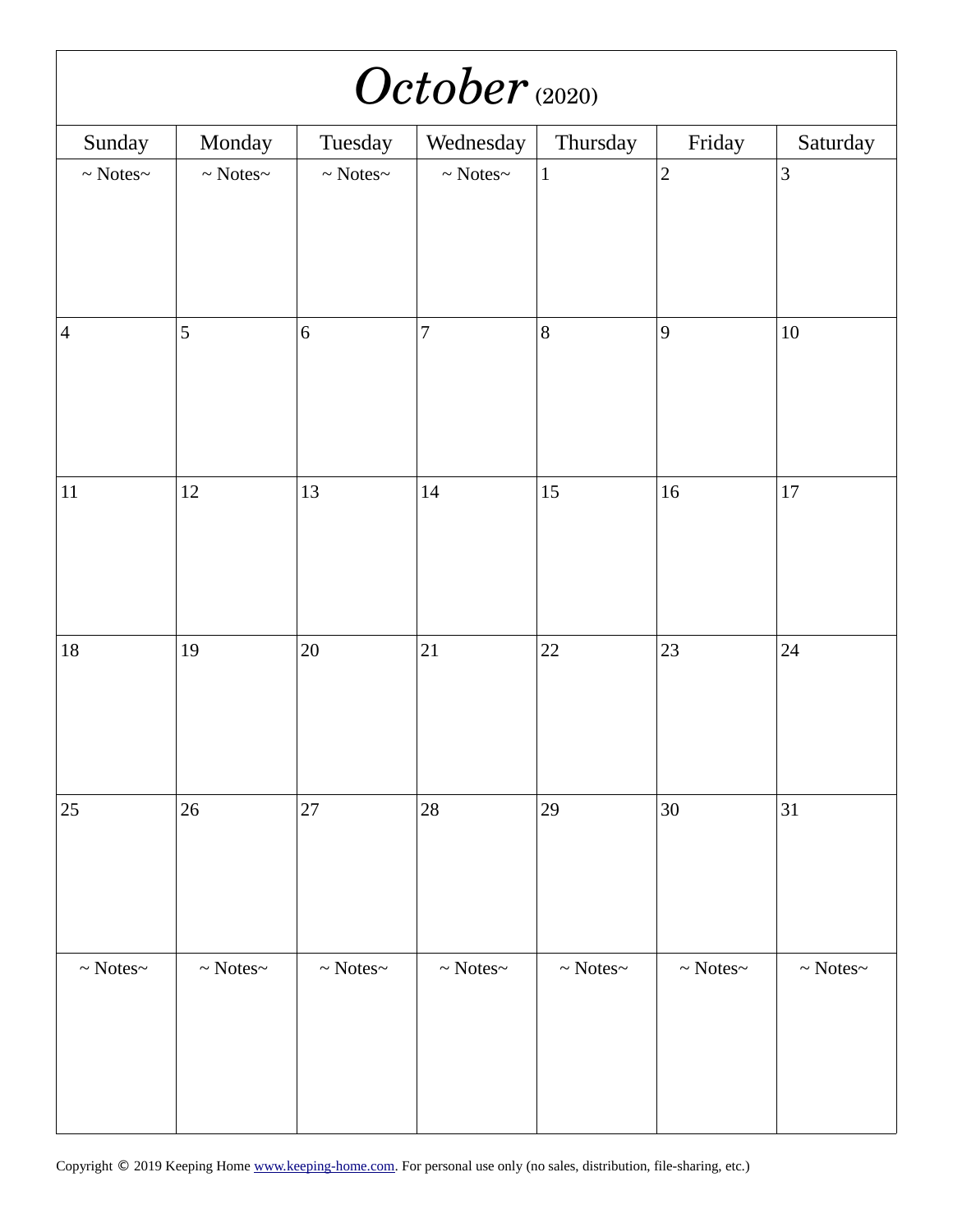# *October* (2020)

| Sunday | Monday | Tuesday | Wednesday | Thursday | Friday | Saturday |
|---|---|---|---|---|---|---|
| ~ Notes~ | ~ Notes~ | ~ Notes~ | ~ Notes~ | 1 | 2 | 3 |
| 4 | 5 | 6 | 7 | 8 | 9 | 10 |
| 11 | 12 | 13 | 14 | 15 | 16 | 17 |
| 18 | 19 | 20 | 21 | 22 | 23 | 24 |
| 25 | 26 | 27 | 28 | 29 | 30 | 31 |
| ~ Notes~ | ~ Notes~ | ~ Notes~ | ~ Notes~ | ~ Notes~ | ~ Notes~ | ~ Notes~ |

Copyright © 2019 Keeping Home [www.keeping-home.com](http://www.keeping-home.com). For personal use only (no sales, distribution, file-sharing, etc.)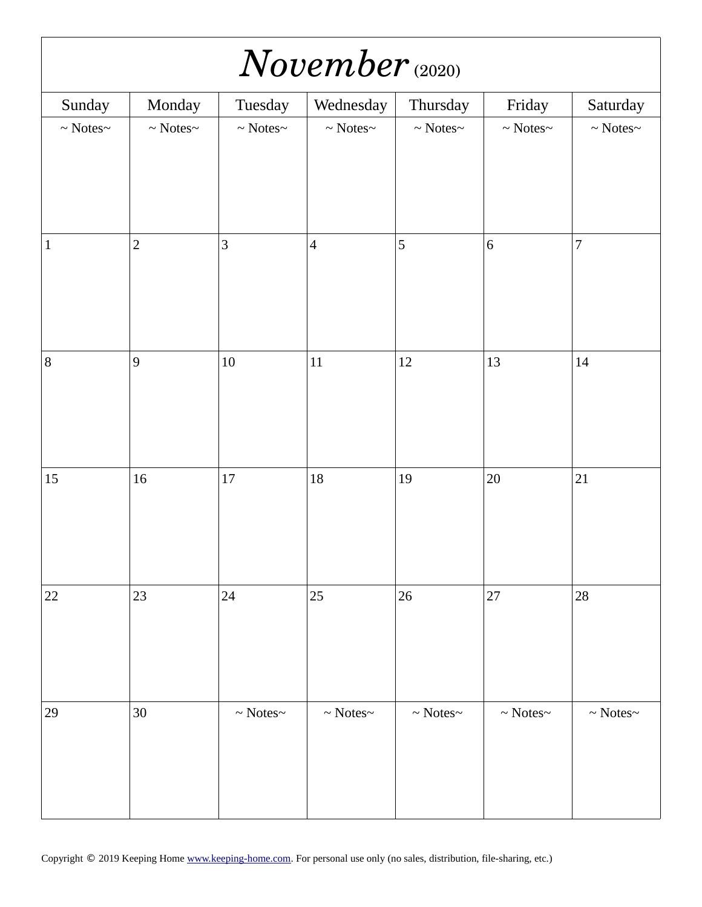# *November* (2020)

| Sunday | Monday | Tuesday | Wednesday | Thursday | Friday | Saturday |
|---|---|---|---|---|---|---|
| ~ Notes~ | ~ Notes~ | ~ Notes~ | ~ Notes~ | ~ Notes~ | ~ Notes~ | ~ Notes~ |
| 1 | 2 | 3 | 4 | 5 | 6 | 7 |
| 8 | 9 | 10 | 11 | 12 | 13 | 14 |
| 15 | 16 | 17 | 18 | 19 | 20 | 21 |
| 22 | 23 | 24 | 25 | 26 | 27 | 28 |
| 29 | 30 | ~ Notes~ | ~ Notes~ | ~ Notes~ | ~ Notes~ | ~ Notes~ |

Copyright © 2019 Keeping Home www.keeping-home.com. For personal use only (no sales, distribution, file-sharing, etc.)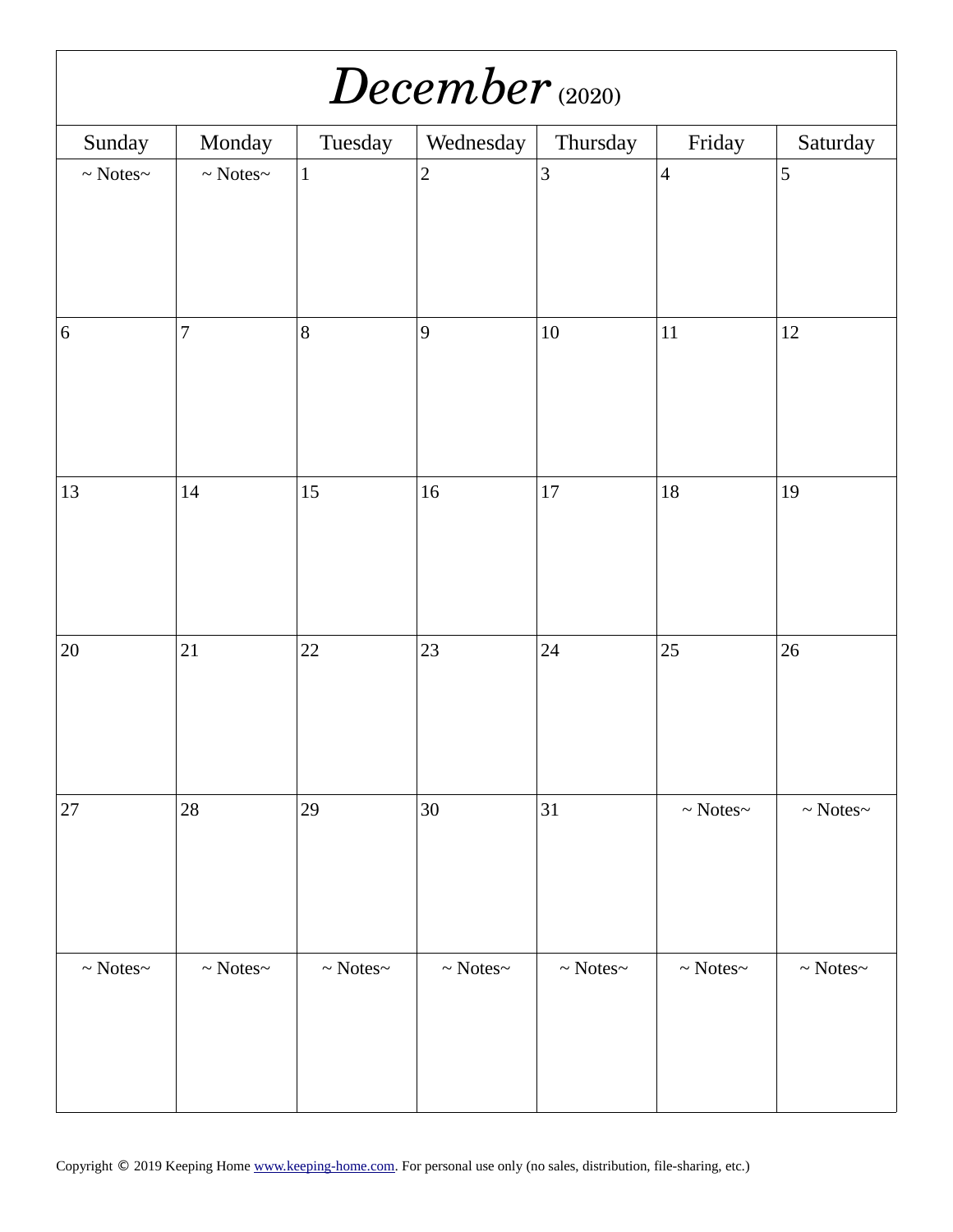# *December* (2020)

| Sunday | Monday | Tuesday | Wednesday | Thursday | Friday | Saturday |
|---|---|---|---|---|---|---|
| ~ Notes~ | ~ Notes~ | 1 | 2 | 3 | 4 | 5 |
| 6 | 7 | 8 | 9 | 10 | 11 | 12 |
| 13 | 14 | 15 | 16 | 17 | 18 | 19 |
| 20 | 21 | 22 | 23 | 24 | 25 | 26 |
| 27 | 28 | 29 | 30 | 31 | ~ Notes~ | ~ Notes~ |
| ~ Notes~ | ~ Notes~ | ~ Notes~ | ~ Notes~ | ~ Notes~ | ~ Notes~ | ~ Notes~ |

Copyright © 2019 Keeping Home www.keeping-home.com. For personal use only (no sales, distribution, file-sharing, etc.)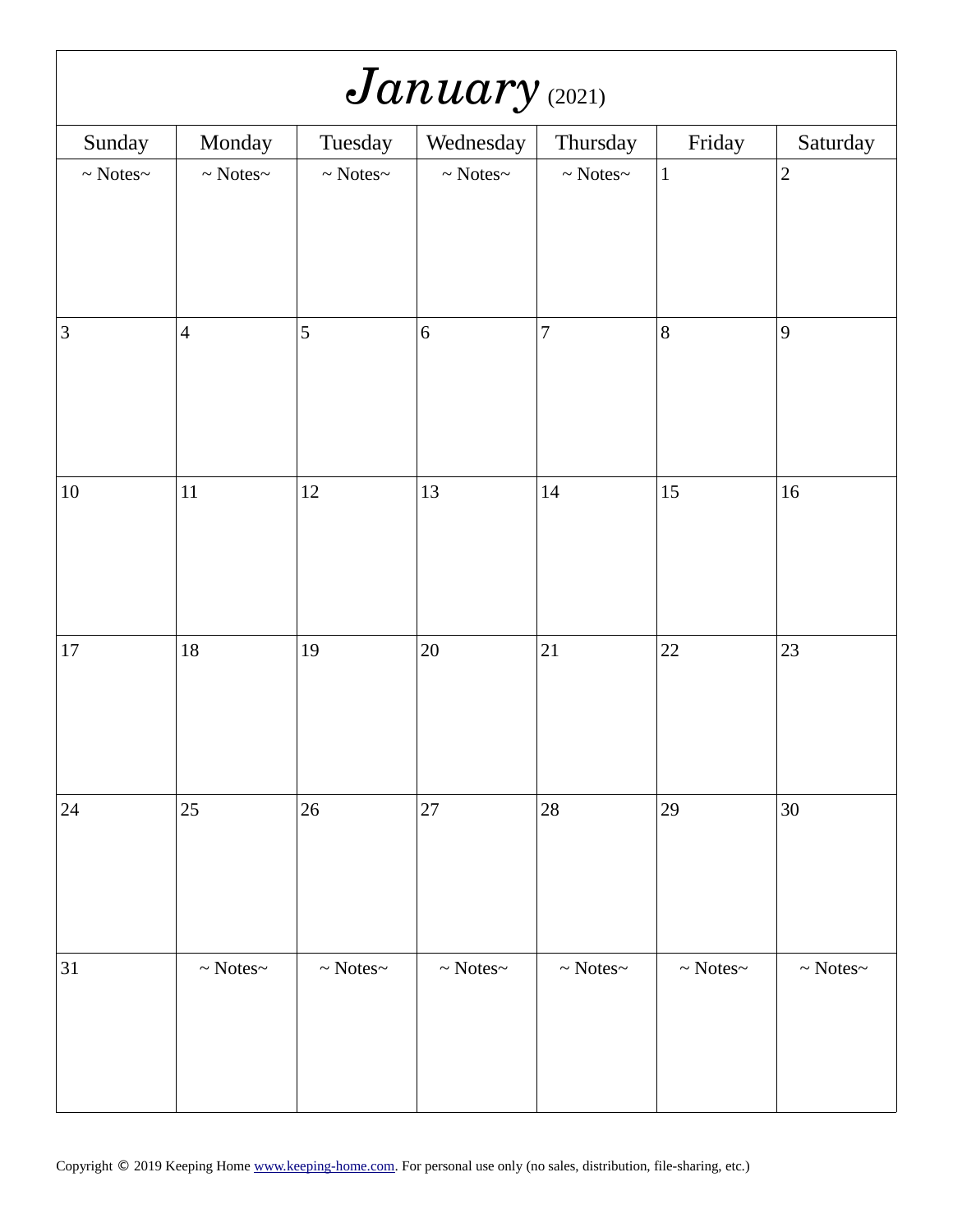# *January* (2021)

| Sunday | Monday | Tuesday | Wednesday | Thursday | Friday | Saturday |
|---|---|---|---|---|---|---|
| ~ Notes~ | ~ Notes~ | ~ Notes~ | ~ Notes~ | ~ Notes~ | 1 | 2 |
| 3 | 4 | 5 | 6 | 7 | 8 | 9 |
| 10 | 11 | 12 | 13 | 14 | 15 | 16 |
| 17 | 18 | 19 | 20 | 21 | 22 | 23 |
| 24 | 25 | 26 | 27 | 28 | 29 | 30 |
| 31 | ~ Notes~ | ~ Notes~ | ~ Notes~ | ~ Notes~ | ~ Notes~ | ~ Notes~ |

Copyright © 2019 Keeping Home www.keeping-home.com. For personal use only (no sales, distribution, file-sharing, etc.)